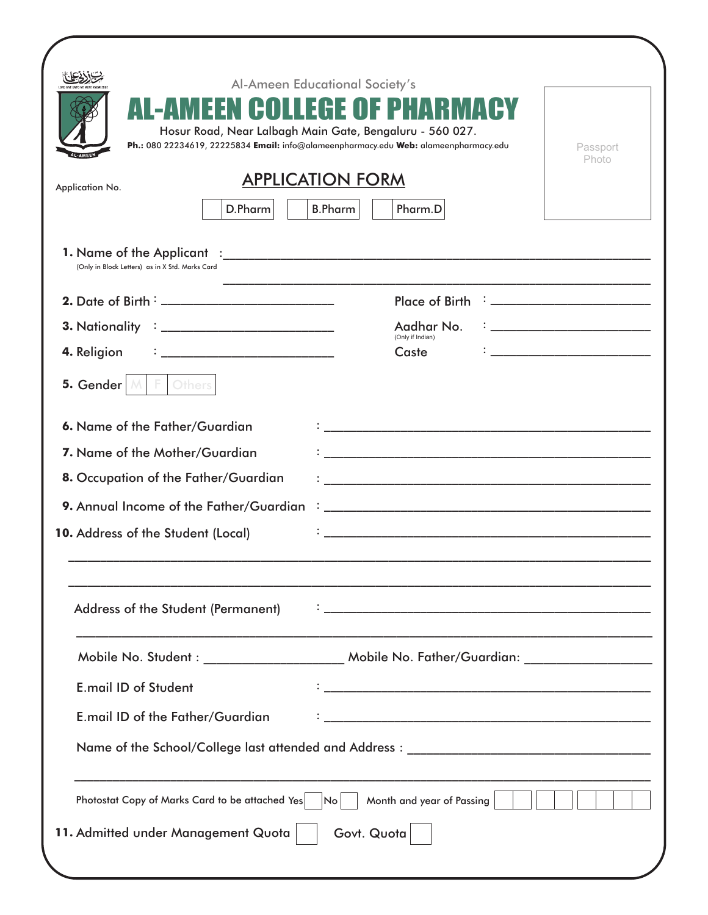Al-Ameen Educational Society's

# AL-AMEEN COLLEGE OF PHARMACY

Hosur Road, Near Lalbagh Main Gate, Bengaluru - 560 027.

**Ph.:** 080 22234619, 22225834 **Email:** info@alameenpharmacy.edu **Web:** alameenpharmacy.edu

Passport Photo

Application No.

## APPLICATION FORM

☐ D.Pharm ☐ B.Pharm ☐ Pharm.D

**1.** Name of the Applicant : ______________________________________________
(Only in Block Letters) as in X Std. Marks Card
______________________________________________

**2.** Date of Birth : ____________________ Place of Birth : ____________________

**3.** Nationality : ____________________ Aadhar No. (Only if Indian) : ____________________

**4.** Religion : ____________________ Caste : ____________________

**5.** Gender ☐ M ☐ F ☐ Others

**6.** Name of the Father/Guardian : ______________________________________________

**7.** Name of the Mother/Guardian : ______________________________________________

**8.** Occupation of the Father/Guardian : ______________________________________________

**9.** Annual Income of the Father/Guardian : ______________________________________________

**10.** Address of the Student (Local) : ______________________________________________
______________________________________________
______________________________________________

Address of the Student (Permanent) : ______________________________________________
______________________________________________

Mobile No. Student : ____________________ Mobile No. Father/Guardian: ____________________

E.mail ID of Student : ______________________________________________

E.mail ID of the Father/Guardian : ______________________________________________

Name of the School/College last attended and Address : ______________________________________________
______________________________________________

Photostat Copy of Marks Card to be attached Yes ☐ No ☐ Month and year of Passing ☐☐ ☐☐ ☐☐☐☐

**11.** Admitted under Management Quota ☐ Govt. Quota ☐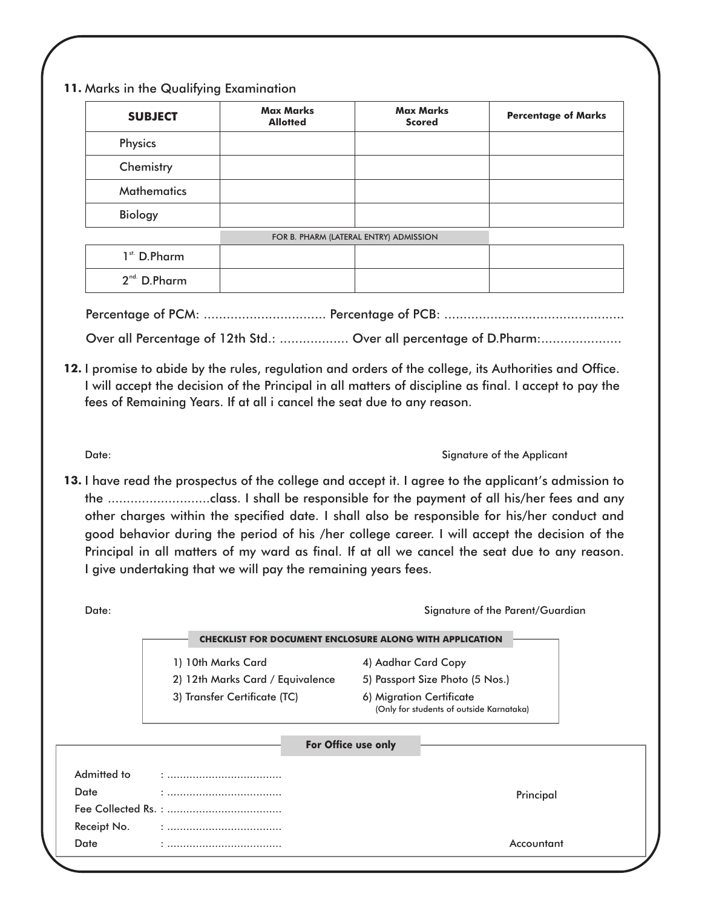**11.** Marks in the Qualifying Examination

| SUBJECT | Max Marks Allotted | Max Marks Scored | Percentage of Marks |
|---|---|---|---|
| Physics | | | |
| Chemistry | | | |
| Mathematics | | | |
| Biology | | | |
| | FOR B. PHARM (LATERAL ENTRY) ADMISSION | | |
| 1st D.Pharm | | | |
| 2nd D.Pharm | | | |

Percentage of PCM: ................................ Percentage of PCB: ..............................................

Over all Percentage of 12th Std.: .................. Over all percentage of D.Pharm:.....................

**12.** I promise to abide by the rules, regulation and orders of the college, its Authorities and Office. I will accept the decision of the Principal in all matters of discipline as final. I accept to pay the fees of Remaining Years. If at all i cancel the seat due to any reason.

Date: Signature of the Applicant

**13.** I have read the prospectus of the college and accept it. I agree to the applicant's admission to the ...........................class. I shall be responsible for the payment of all his/her fees and any other charges within the specified date. I shall also be responsible for his/her conduct and good behavior during the period of his /her college career. I will accept the decision of the Principal in all matters of my ward as final. If at all we cancel the seat due to any reason. I give undertaking that we will pay the remaining years fees.

Date: Signature of the Parent/Guardian

**CHECKLIST FOR DOCUMENT ENCLOSURE ALONG WITH APPLICATION**

1) 10th Marks Card
2) 12th Marks Card / Equivalence
3) Transfer Certificate (TC)
4) Aadhar Card Copy
5) Passport Size Photo (5 Nos.)
6) Migration Certificate (Only for students of outside Karnataka)

**For Office use only**

Admitted to : ...................................

Date : ...................................

Fee Collected Rs. : ...................................

Receipt No. : ...................................

Date : ...................................

Principal

Accountant